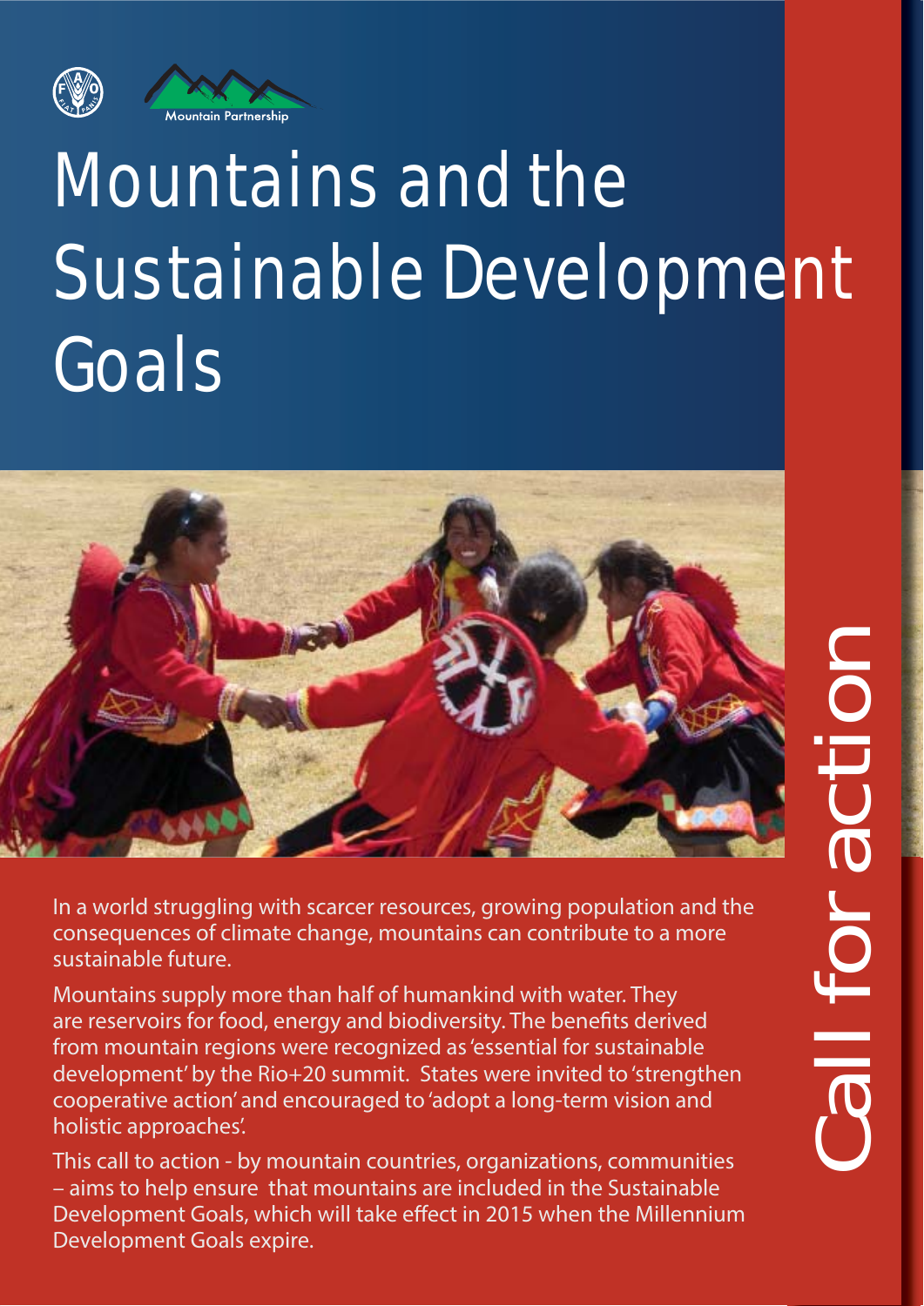Mountain Partnership

# Mountains and the Sustainable Development Goals

Call for action

In a world struggling with scarcer resources, growing population and the consequences of climate change, mountains can contribute to a more sustainable future.

Mountains supply more than half of humankind with water. They are reservoirs for food, energy and biodiversity. The benefits derived from mountain regions were recognized as 'essential for sustainable development' by the Rio+20 summit. States were invited to 'strengthen cooperative action' and encouraged to 'adopt a long-term vision and holistic approaches'.

This call to action - by mountain countries, organizations, communities – aims to help ensure that mountains are included in the Sustainable Development Goals, which will take effect in 2015 when the Millennium Development Goals expire.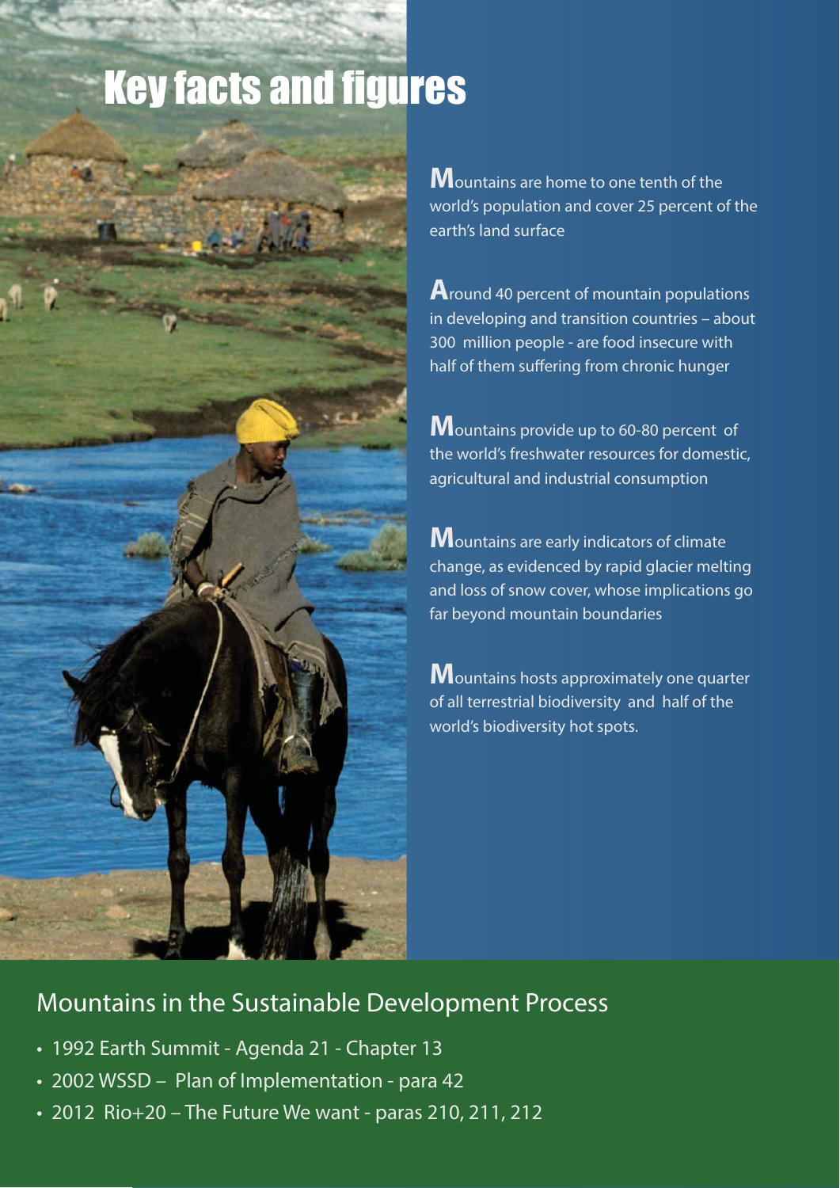# Key facts and figures

Mountains are home to one tenth of the world's population and cover 25 percent of the earth's land surface

Around 40 percent of mountain populations in developing and transition countries – about 300 million people - are food insecure with half of them suffering from chronic hunger

Mountains provide up to 60-80 percent of the world's freshwater resources for domestic, agricultural and industrial consumption

Mountains are early indicators of climate change, as evidenced by rapid glacier melting and loss of snow cover, whose implications go far beyond mountain boundaries

Mountains hosts approximately one quarter of all terrestrial biodiversity and half of the world's biodiversity hot spots.

## Mountains in the Sustainable Development Process

- 1992 Earth Summit - Agenda 21 - Chapter 13
- 2002 WSSD – Plan of Implementation - para 42
- 2012 Rio+20 – The Future We want - paras 210, 211, 212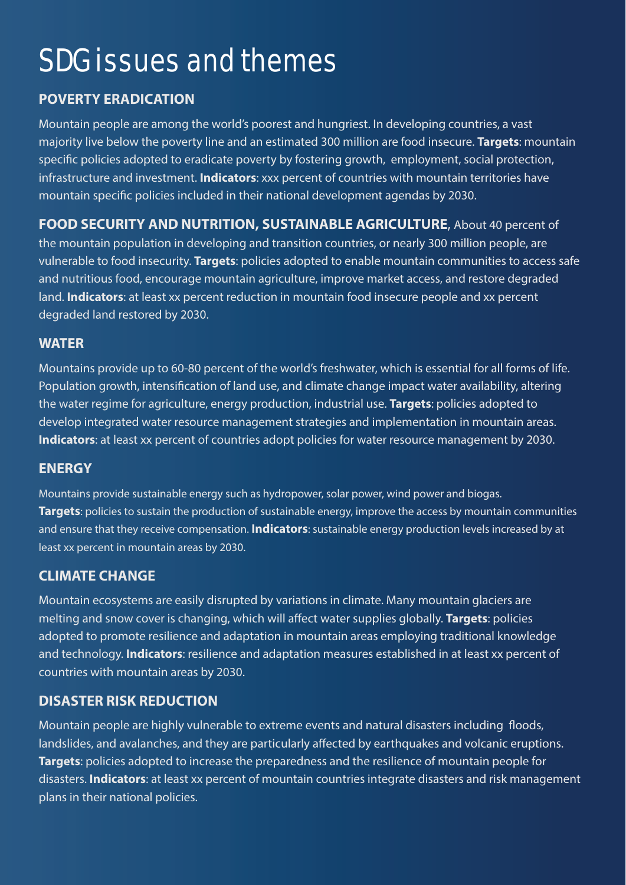# SDG issues and themes

## POVERTY ERADICATION

Mountain people are among the world's poorest and hungriest. In developing countries, a vast majority live below the poverty line and an estimated 300 million are food insecure. **Targets**: mountain specific policies adopted to eradicate poverty by fostering growth, employment, social protection, infrastructure and investment. **Indicators**: xxx percent of countries with mountain territories have mountain specific policies included in their national development agendas by 2030.

**FOOD SECURITY AND NUTRITION, SUSTAINABLE AGRICULTURE**, About 40 percent of the mountain population in developing and transition countries, or nearly 300 million people, are vulnerable to food insecurity. **Targets**: policies adopted to enable mountain communities to access safe and nutritious food, encourage mountain agriculture, improve market access, and restore degraded land. **Indicators**: at least xx percent reduction in mountain food insecure people and xx percent degraded land restored by 2030.

## WATER

Mountains provide up to 60-80 percent of the world's freshwater, which is essential for all forms of life. Population growth, intensification of land use, and climate change impact water availability, altering the water regime for agriculture, energy production, industrial use. **Targets**: policies adopted to develop integrated water resource management strategies and implementation in mountain areas. **Indicators**: at least xx percent of countries adopt policies for water resource management by 2030.

## ENERGY

Mountains provide sustainable energy such as hydropower, solar power, wind power and biogas. **Targets**: policies to sustain the production of sustainable energy, improve the access by mountain communities and ensure that they receive compensation. **Indicators**: sustainable energy production levels increased by at least xx percent in mountain areas by 2030.

## CLIMATE CHANGE

Mountain ecosystems are easily disrupted by variations in climate. Many mountain glaciers are melting and snow cover is changing, which will affect water supplies globally. **Targets**: policies adopted to promote resilience and adaptation in mountain areas employing traditional knowledge and technology. **Indicators**: resilience and adaptation measures established in at least xx percent of countries with mountain areas by 2030.

## DISASTER RISK REDUCTION

Mountain people are highly vulnerable to extreme events and natural disasters including floods, landslides, and avalanches, and they are particularly affected by earthquakes and volcanic eruptions. **Targets**: policies adopted to increase the preparedness and the resilience of mountain people for disasters. **Indicators**: at least xx percent of mountain countries integrate disasters and risk management plans in their national policies.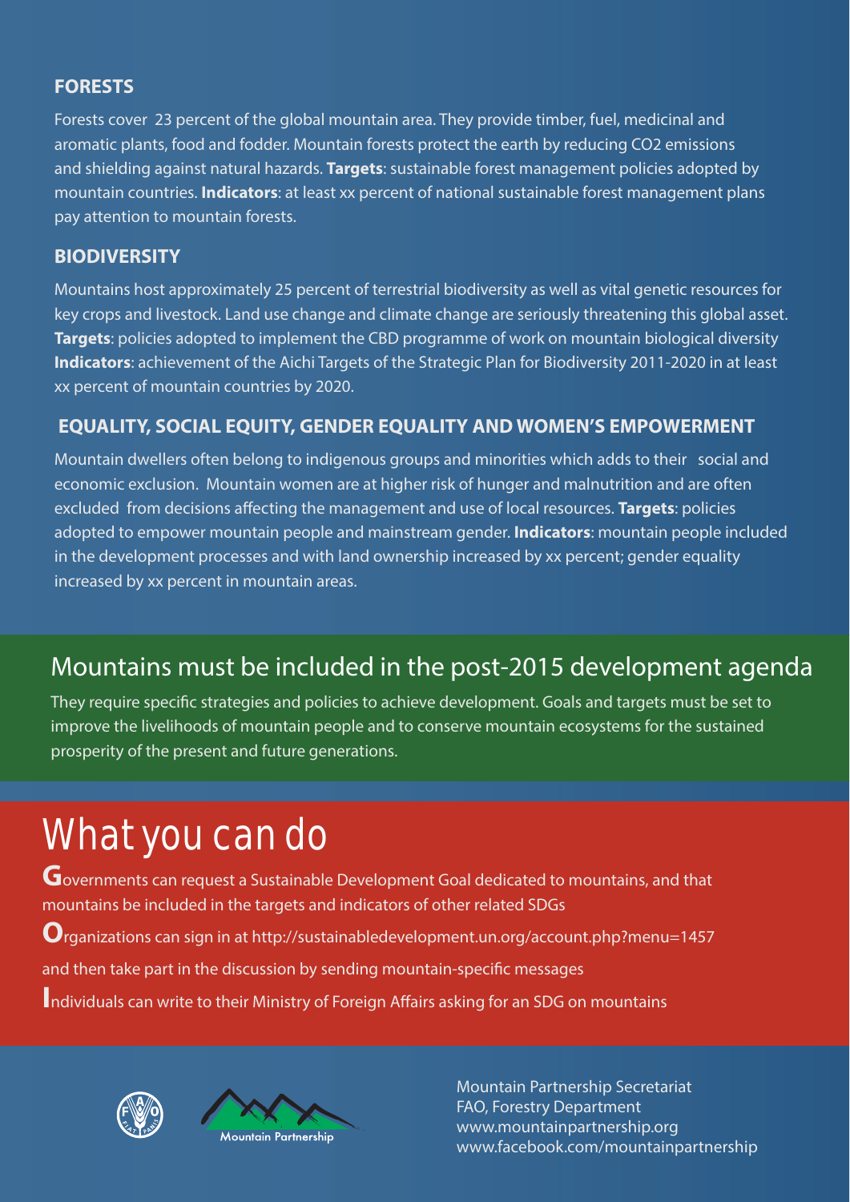## FORESTS

Forests cover 23 percent of the global mountain area. They provide timber, fuel, medicinal and aromatic plants, food and fodder. Mountain forests protect the earth by reducing $CO_2$ emissions and shielding against natural hazards. **Targets**: sustainable forest management policies adopted by mountain countries. **Indicators**: at least xx percent of national sustainable forest management plans pay attention to mountain forests.

## BIODIVERSITY

Mountains host approximately 25 percent of terrestrial biodiversity as well as vital genetic resources for key crops and livestock. Land use change and climate change are seriously threatening this global asset. **Targets**: policies adopted to implement the CBD programme of work on mountain biological diversity **Indicators**: achievement of the Aichi Targets of the Strategic Plan for Biodiversity 2011-2020 in at least xx percent of mountain countries by 2020.

## EQUALITY, SOCIAL EQUITY, GENDER EQUALITY AND WOMEN'S EMPOWERMENT

Mountain dwellers often belong to indigenous groups and minorities which adds to their social and economic exclusion. Mountain women are at higher risk of hunger and malnutrition and are often excluded from decisions affecting the management and use of local resources. **Targets**: policies adopted to empower mountain people and mainstream gender. **Indicators**: mountain people included in the development processes and with land ownership increased by xx percent; gender equality increased by xx percent in mountain areas.

## Mountains must be included in the post-2015 development agenda

They require specific strategies and policies to achieve development. Goals and targets must be set to improve the livelihoods of mountain people and to conserve mountain ecosystems for the sustained prosperity of the present and future generations.

# What you can do

**G**overnments can request a Sustainable Development Goal dedicated to mountains, and that mountains be included in the targets and indicators of other related SDGs

**O**rganizations can sign in at http://sustainabledevelopment.un.org/account.php?menu=1457 and then take part in the discussion by sending mountain-specific messages

**I**ndividuals can write to their Ministry of Foreign Affairs asking for an SDG on mountains

Mountain Partnership

Mountain Partnership Secretariat
FAO, Forestry Department
www.mountainpartnership.org
www.facebook.com/mountainpartnership